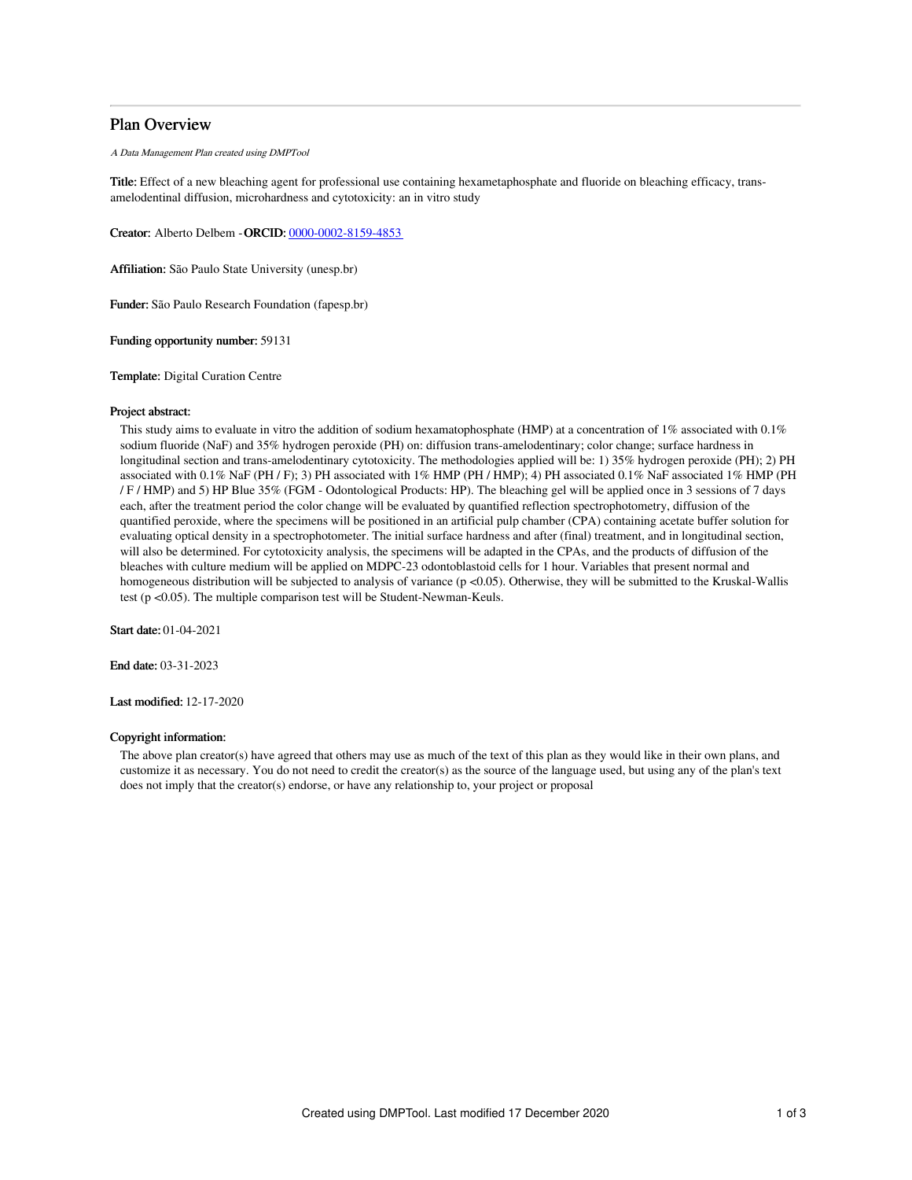# Plan Overview

*A Data Management Plan created using DMPTool*

**Title:** Effect of a new bleaching agent for professional use containing hexametaphosphate and fluoride on bleaching efficacy, trans-amelodentinal diffusion, microhardness and cytotoxicity: an in vitro study

**Creator:** Alberto Delbem - **ORCID:** [0000-0002-8159-4853](https://orcid.org/0000-0002-8159-4853)

**Affiliation:** São Paulo State University (unesp.br)

**Funder:** São Paulo Research Foundation (fapesp.br)

**Funding opportunity number:** 59131

**Template:** Digital Curation Centre

**Project abstract:**

This study aims to evaluate in vitro the addition of sodium hexamatophosphate (HMP) at a concentration of 1% associated with 0.1% sodium fluoride (NaF) and 35% hydrogen peroxide (PH) on: diffusion trans-amelodentinary; color change; surface hardness in longitudinal section and trans-amelodentinary cytotoxicity. The methodologies applied will be: 1) 35% hydrogen peroxide (PH); 2) PH associated with 0.1% NaF (PH / F); 3) PH associated with 1% HMP (PH / HMP); 4) PH associated 0.1% NaF associated 1% HMP (PH / F / HMP) and 5) HP Blue 35% (FGM - Odontological Products: HP). The bleaching gel will be applied once in 3 sessions of 7 days each, after the treatment period the color change will be evaluated by quantified reflection spectrophotometry, diffusion of the quantified peroxide, where the specimens will be positioned in an artificial pulp chamber (CPA) containing acetate buffer solution for evaluating optical density in a spectrophotometer. The initial surface hardness and after (final) treatment, and in longitudinal section, will also be determined. For cytotoxicity analysis, the specimens will be adapted in the CPAs, and the products of diffusion of the bleaches with culture medium will be applied on MDPC-23 odontoblastoid cells for 1 hour. Variables that present normal and homogeneous distribution will be subjected to analysis of variance ($p < 0.05$). Otherwise, they will be submitted to the Kruskal-Wallis test ($p < 0.05$). The multiple comparison test will be Student-Newman-Keuls.

**Start date:** 01-04-2021

**End date:** 03-31-2023

**Last modified:** 12-17-2020

**Copyright information:**

The above plan creator(s) have agreed that others may use as much of the text of this plan as they would like in their own plans, and customize it as necessary. You do not need to credit the creator(s) as the source of the language used, but using any of the plan's text does not imply that the creator(s) endorse, or have any relationship to, your project or proposal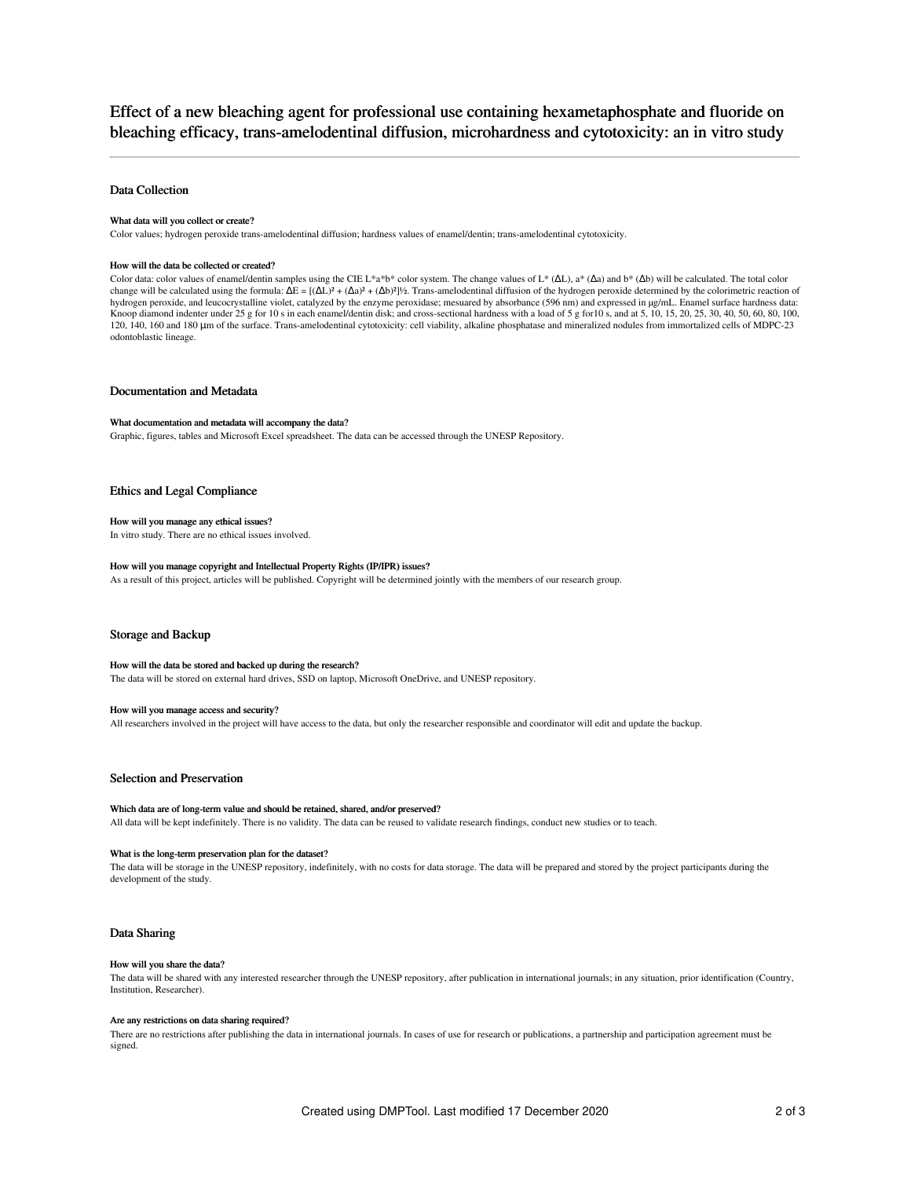# Effect of a new bleaching agent for professional use containing hexametaphosphate and fluoride on bleaching efficacy, trans-amelodentinal diffusion, microhardness and cytotoxicity: an in vitro study

## Data Collection

### What data will you collect or create?

Color values; hydrogen peroxide trans-amelodentinal diffusion; hardness values of enamel/dentin; trans-amelodentinal cytotoxicity.

### How will the data be collected or created?

Color data: color values of enamel/dentin samples using the CIE L*a*b* color system. The change values of L* (ΔL), a* (Δa) and b* (Δb) will be calculated. The total color change will be calculated using the formula: $\Delta E = [(\Delta L)^2 + (\Delta a)^2 + (\Delta b)^2]^{1/2}$. Trans-amelodentinal diffusion of the hydrogen peroxide determined by the colorimetric reaction of hydrogen peroxide, and leucocrystalline violet, catalyzed by the enzyme peroxidase; mesuared by absorbance (596 nm) and expressed in µg/mL. Enamel surface hardness data: Knoop diamond indenter under 25 g for 10 s in each enamel/dentin disk; and cross-sectional hardness with a load of 5 g for10 s, and at 5, 10, 15, 20, 25, 30, 40, 50, 60, 80, 100, 120, 140, 160 and 180 µm of the surface. Trans-amelodentinal cytotoxicity: cell viability, alkaline phosphatase and mineralized nodules from immortalized cells of MDPC-23 odontoblastic lineage.

## Documentation and Metadata

### What documentation and metadata will accompany the data?

Graphic, figures, tables and Microsoft Excel spreadsheet. The data can be accessed through the UNESP Repository.

## Ethics and Legal Compliance

### How will you manage any ethical issues?

In vitro study. There are no ethical issues involved.

### How will you manage copyright and Intellectual Property Rights (IP/IPR) issues?

As a result of this project, articles will be published. Copyright will be determined jointly with the members of our research group.

## Storage and Backup

### How will the data be stored and backed up during the research?

The data will be stored on external hard drives, SSD on laptop, Microsoft OneDrive, and UNESP repository.

### How will you manage access and security?

All researchers involved in the project will have access to the data, but only the researcher responsible and coordinator will edit and update the backup.

## Selection and Preservation

### Which data are of long-term value and should be retained, shared, and/or preserved?

All data will be kept indefinitely. There is no validity. The data can be reused to validate research findings, conduct new studies or to teach.

### What is the long-term preservation plan for the dataset?

The data will be storage in the UNESP repository, indefinitely, with no costs for data storage. The data will be prepared and stored by the project participants during the development of the study.

## Data Sharing

### How will you share the data?

The data will be shared with any interested researcher through the UNESP repository, after publication in international journals; in any situation, prior identification (Country, Institution, Researcher).

### Are any restrictions on data sharing required?

There are no restrictions after publishing the data in international journals. In cases of use for research or publications, a partnership and participation agreement must be signed.

Created using DMPTool. Last modified 17 December 2020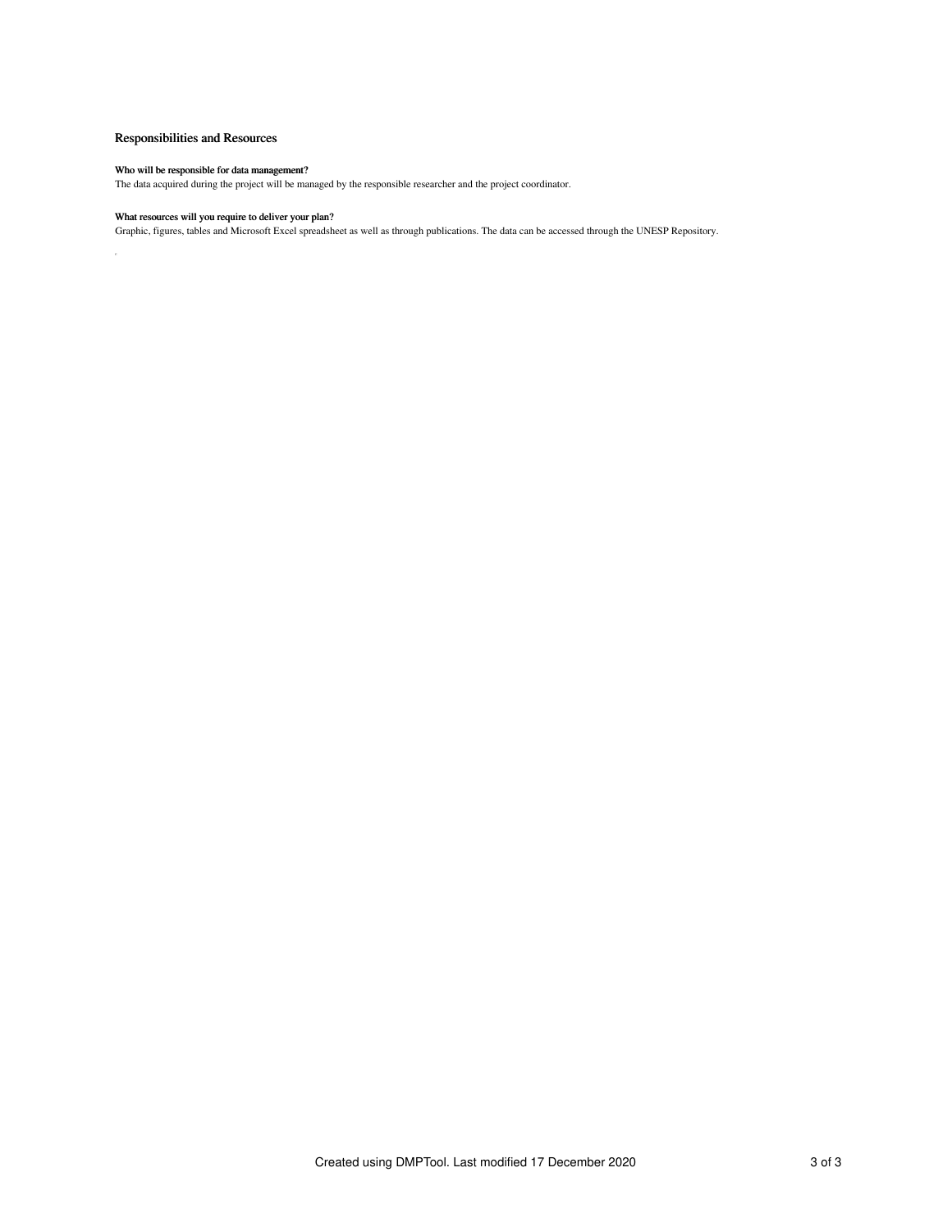## Responsibilities and Resources

**Who will be responsible for data management?**

The data acquired during the project will be managed by the responsible researcher and the project coordinator.

**What resources will you require to deliver your plan?**

Graphic, figures, tables and Microsoft Excel spreadsheet as well as through publications. The data can be accessed through the UNESP Repository.